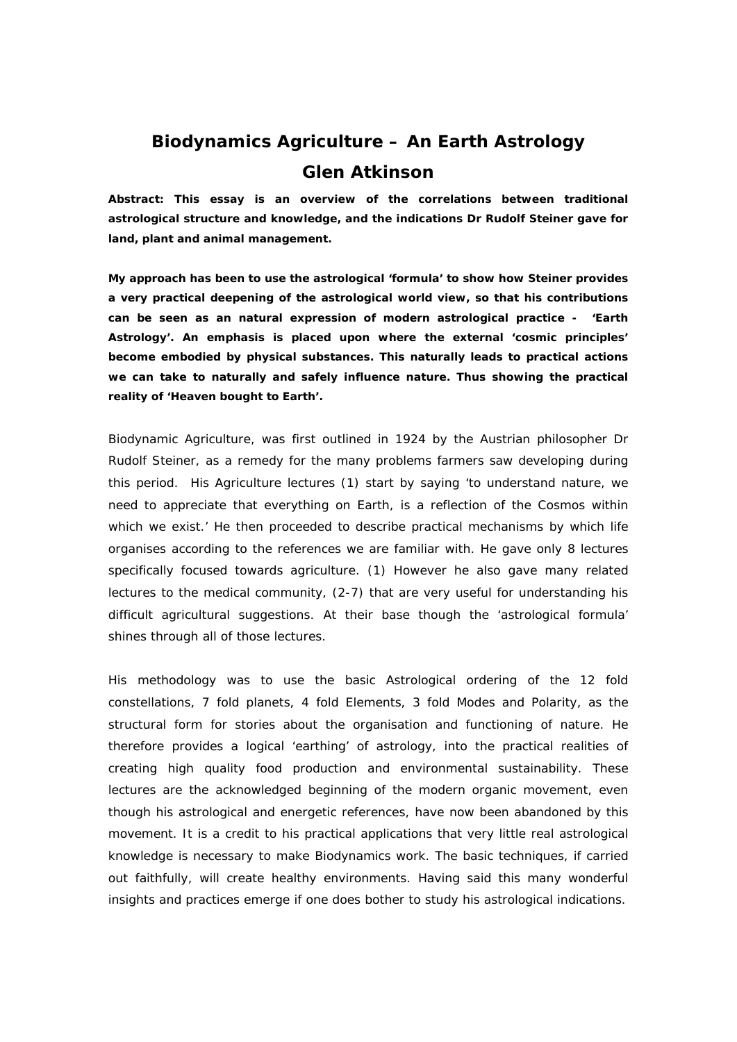# Biodynamics Agriculture – An Earth Astrology

## Glen Atkinson

**Abstract: This essay is an overview of the correlations between traditional astrological structure and knowledge, and the indications Dr Rudolf Steiner gave for land, plant and animal management.**

**My approach has been to use the astrological 'formula' to show how Steiner provides a very practical deepening of the astrological world view, so that his contributions can be seen as an natural expression of modern astrological practice - 'Earth Astrology'. An emphasis is placed upon where the external 'cosmic principles' become embodied by physical substances. This naturally leads to practical actions we can take to naturally and safely influence nature. Thus showing the practical reality of 'Heaven bought to Earth'.**

Biodynamic Agriculture, was first outlined in 1924 by the Austrian philosopher Dr Rudolf Steiner, as a remedy for the many problems farmers saw developing during this period. His Agriculture lectures (1) start by saying 'to understand nature, we need to appreciate that everything on Earth, is a reflection of the Cosmos within which we exist.' He then proceeded to describe practical mechanisms by which life organises according to the references we are familiar with. He gave only 8 lectures specifically focused towards agriculture. (1) However he also gave many related lectures to the medical community, (2-7) that are very useful for understanding his difficult agricultural suggestions. At their base though the 'astrological formula' shines through all of those lectures.

His methodology was to use the basic Astrological ordering of the 12 fold constellations, 7 fold planets, 4 fold Elements, 3 fold Modes and Polarity, as the structural form for stories about the organisation and functioning of nature. He therefore provides a logical 'earthing' of astrology, into the practical realities of creating high quality food production and environmental sustainability. These lectures are the acknowledged beginning of the modern organic movement, even though his astrological and energetic references, have now been abandoned by this movement. It is a credit to his practical applications that very little real astrological knowledge is necessary to make Biodynamics work. The basic techniques, if carried out faithfully, will create healthy environments. Having said this many wonderful insights and practices emerge if one does bother to study his astrological indications.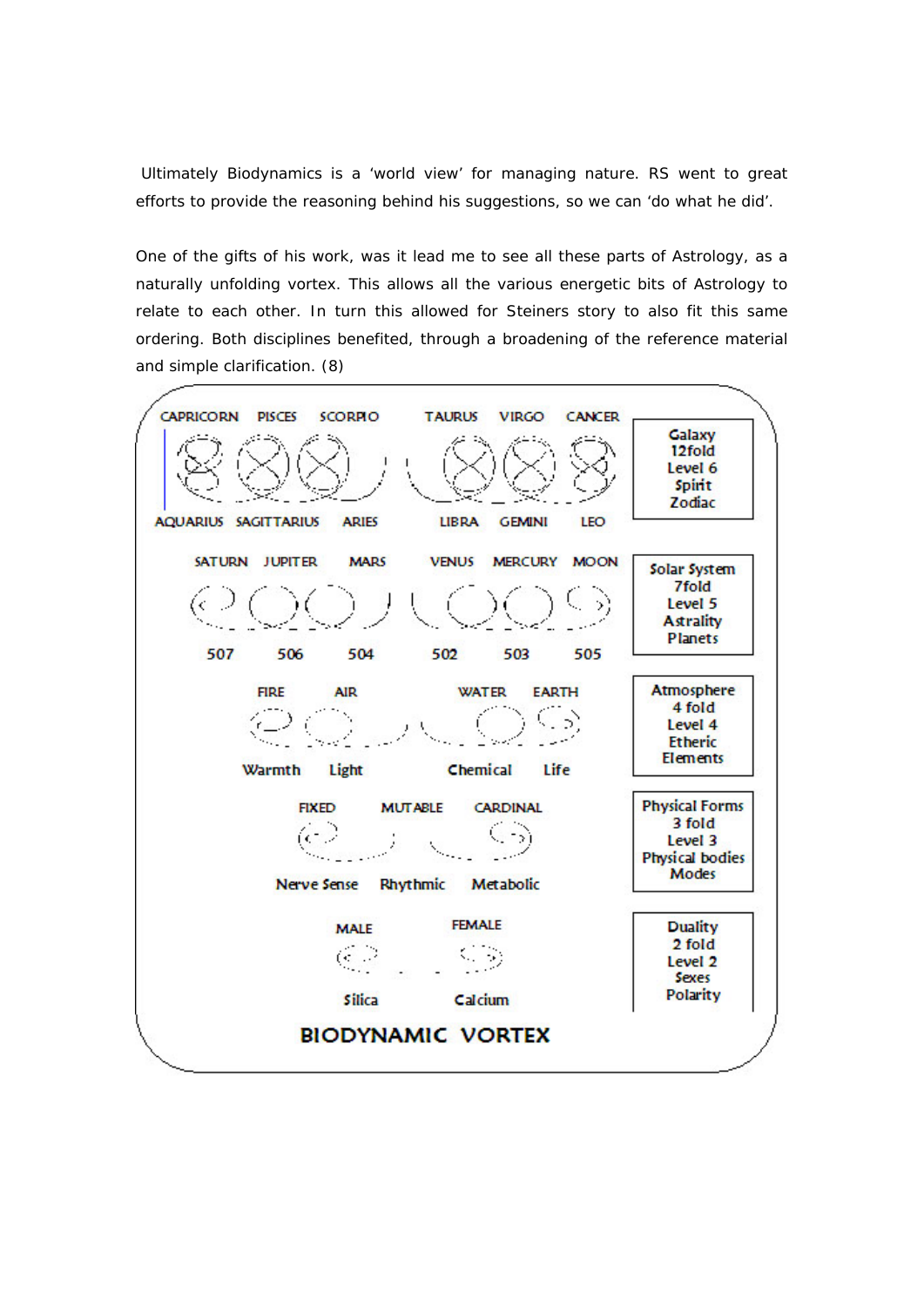Ultimately Biodynamics is a 'world view' for managing nature. RS went to great efforts to provide the reasoning behind his suggestions, so we can 'do what he did'.

One of the gifts of his work, was it lead me to see all these parts of Astrology, as a naturally unfolding vortex. This allows all the various energetic bits of Astrology to relate to each other. In turn this allowed for Steiners story to also fit this same ordering. Both disciplines benefited, through a broadening of the reference material and simple clarification. (8)

CAPRICORN PISCES SCORPIO TAURUS VIRGO CANCER

AQUARIUS SAGITTARIUS ARIES LIBRA GEMINI LEO

Galaxy
12fold
Level 6
Spirit
Zodiac

SATURN JUPITER MARS VENUS MERCURY MOON

507 506 504 502 503 505

Solar System
7fold
Level 5
Astrality
Planets

FIRE AIR WATER EARTH

Warmth Light Chemical Life

Atmosphere
4 fold
Level 4
Etheric
Elements

FIXED MUTABLE CARDINAL

Nerve Sense Rhythmic Metabolic

Physical Forms
3 fold
Level 3
Physical bodies
Modes

MALE FEMALE

Silica Calcium

Duality
2 fold
Level 2
Sexes
Polarity

**BIODYNAMIC VORTEX**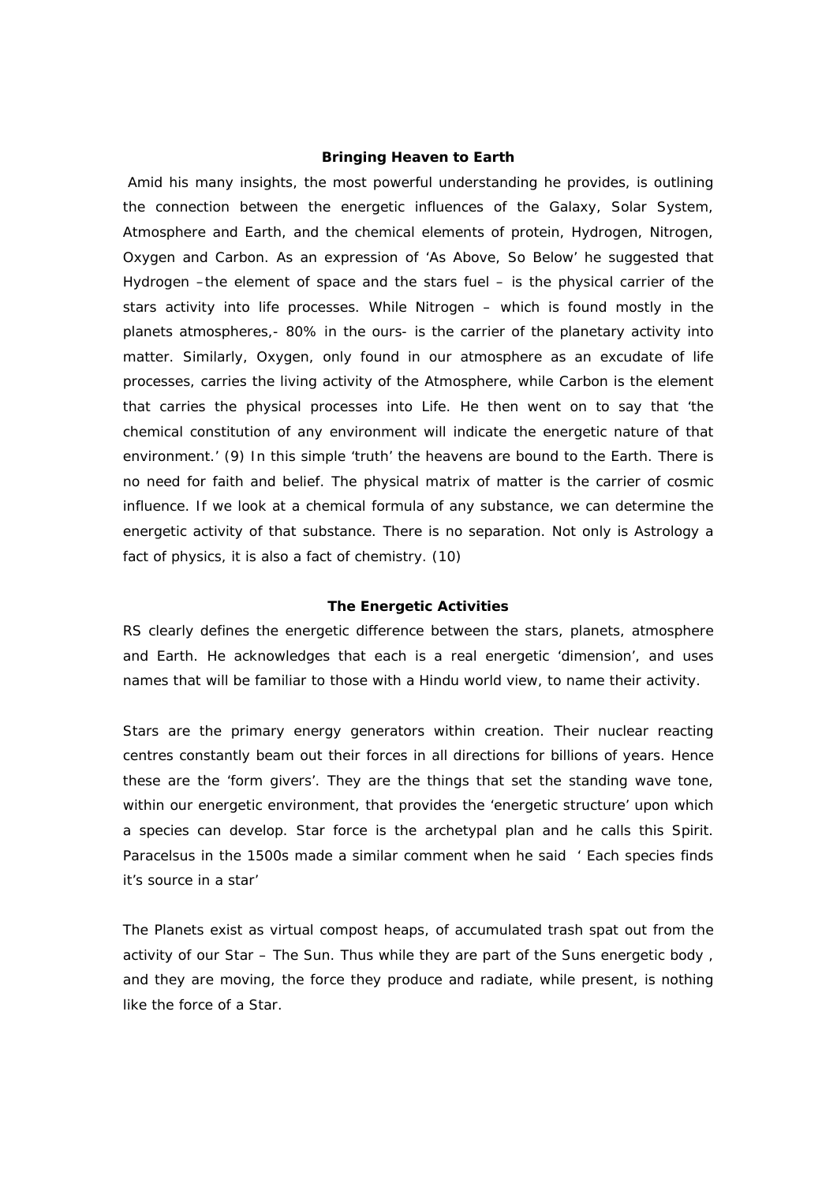**Bringing Heaven to Earth**

Amid his many insights, the most powerful understanding he provides, is outlining the connection between the energetic influences of the Galaxy, Solar System, Atmosphere and Earth, and the chemical elements of protein, Hydrogen, Nitrogen, Oxygen and Carbon. As an expression of 'As Above, So Below' he suggested that Hydrogen –the element of space and the stars fuel – is the physical carrier of the stars activity into life processes. While Nitrogen – which is found mostly in the planets atmospheres,- 80% in the ours- is the carrier of the planetary activity into matter. Similarly, Oxygen, only found in our atmosphere as an excudate of life processes, carries the living activity of the Atmosphere, while Carbon is the element that carries the physical processes into Life. He then went on to say that 'the chemical constitution of any environment will indicate the energetic nature of that environment.' (9) In this simple 'truth' the heavens are bound to the Earth. There is no need for faith and belief. The physical matrix of matter is the carrier of cosmic influence. If we look at a chemical formula of any substance, we can determine the energetic activity of that substance. There is no separation. Not only is Astrology a fact of physics, it is also a fact of chemistry. (10)

**The Energetic Activities**

RS clearly defines the energetic difference between the stars, planets, atmosphere and Earth. He acknowledges that each is a real energetic 'dimension', and uses names that will be familiar to those with a Hindu world view, to name their activity.

Stars are the primary energy generators within creation. Their nuclear reacting centres constantly beam out their forces in all directions for billions of years. Hence these are the 'form givers'. They are the things that set the standing wave tone, within our energetic environment, that provides the 'energetic structure' upon which a species can develop. Star force is the archetypal plan and he calls this Spirit. Paracelsus in the 1500s made a similar comment when he said ' Each species finds it's source in a star'

The Planets exist as virtual compost heaps, of accumulated trash spat out from the activity of our Star – The Sun. Thus while they are part of the Suns energetic body , and they are moving, the force they produce and radiate, while present, is nothing like the force of a Star.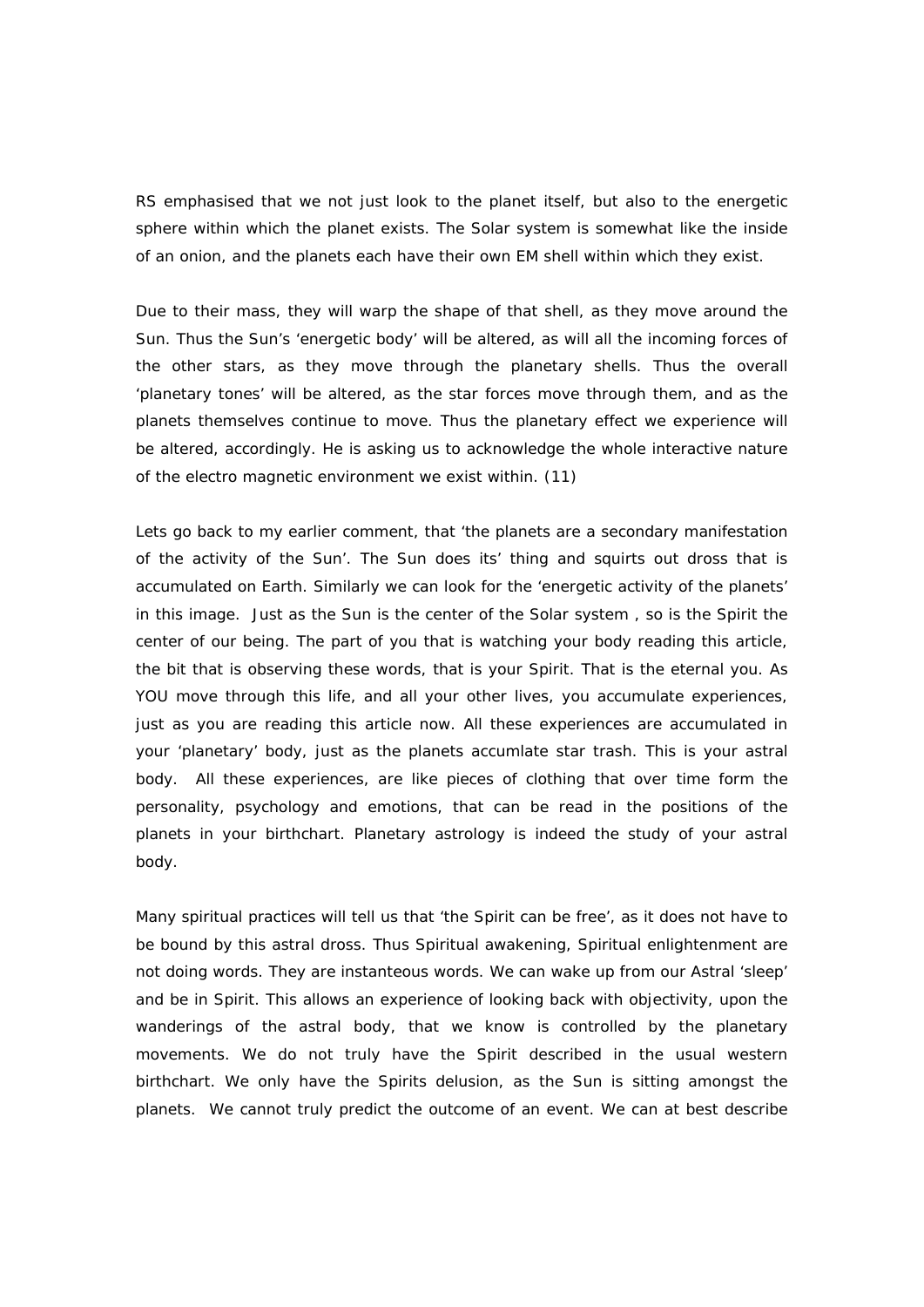RS emphasised that we not just look to the planet itself, but also to the energetic sphere within which the planet exists. The Solar system is somewhat like the inside of an onion, and the planets each have their own EM shell within which they exist.

Due to their mass, they will warp the shape of that shell, as they move around the Sun. Thus the Sun's 'energetic body' will be altered, as will all the incoming forces of the other stars, as they move through the planetary shells. Thus the overall 'planetary tones' will be altered, as the star forces move through them, and as the planets themselves continue to move. Thus the planetary effect we experience will be altered, accordingly. He is asking us to acknowledge the whole interactive nature of the electro magnetic environment we exist within. (11)

Lets go back to my earlier comment, that 'the planets are a secondary manifestation of the activity of the Sun'. The Sun does its' thing and squirts out dross that is accumulated on Earth. Similarly we can look for the 'energetic activity of the planets' in this image. Just as the Sun is the center of the Solar system , so is the Spirit the center of our being. The part of you that is watching your body reading this article, the bit that is observing these words, that is your Spirit. That is the eternal you. As YOU move through this life, and all your other lives, you accumulate experiences, just as you are reading this article now. All these experiences are accumulated in your 'planetary' body, just as the planets accumlate star trash. This is your astral body. All these experiences, are like pieces of clothing that over time form the personality, psychology and emotions, that can be read in the positions of the planets in your birthchart. Planetary astrology is indeed the study of your astral body.

Many spiritual practices will tell us that 'the Spirit can be free', as it does not have to be bound by this astral dross. Thus Spiritual awakening, Spiritual enlightenment are not doing words. They are instantaneous words. We can wake up from our Astral 'sleep' and be in Spirit. This allows an experience of looking back with objectivity, upon the wanderings of the astral body, that we know is controlled by the planetary movements. We do not truly have the Spirit described in the usual western birthchart. We only have the Spirits delusion, as the Sun is sitting amongst the planets. We cannot truly predict the outcome of an event. We can at best describe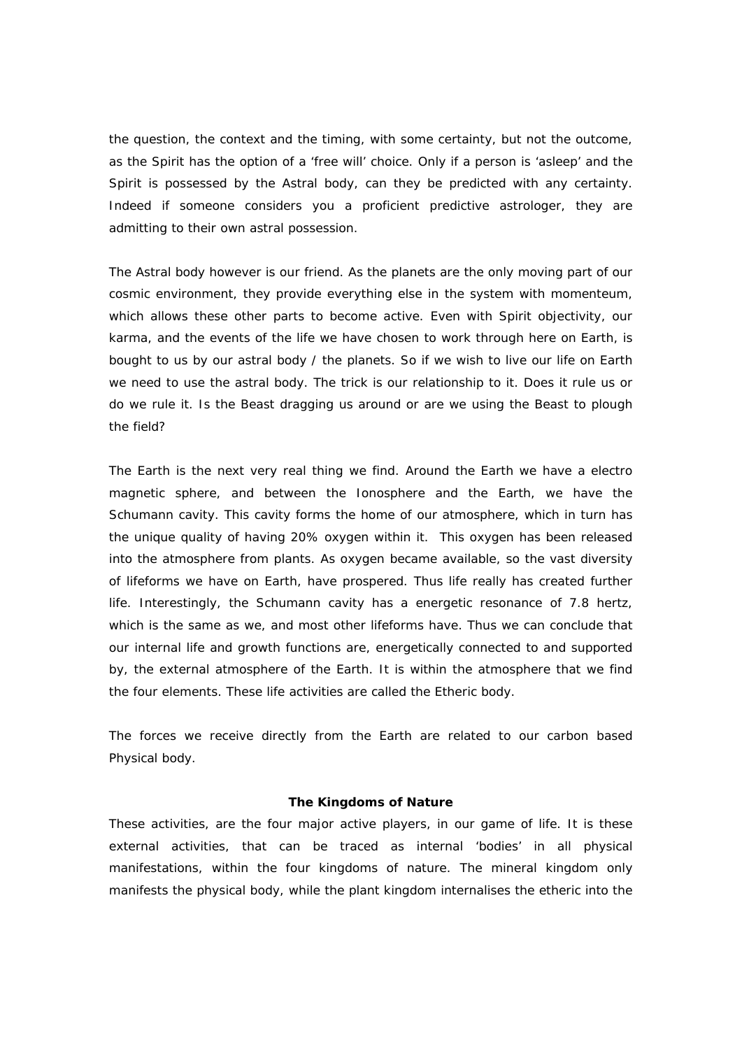the question, the context and the timing, with some certainty, but not the outcome, as the Spirit has the option of a 'free will' choice. Only if a person is 'asleep' and the Spirit is possessed by the Astral body, can they be predicted with any certainty. Indeed if someone considers you a proficient predictive astrologer, they are admitting to their own astral possession.

The Astral body however is our friend. As the planets are the only moving part of our cosmic environment, they provide everything else in the system with momenteum, which allows these other parts to become active. Even with Spirit objectivity, our karma, and the events of the life we have chosen to work through here on Earth, is bought to us by our astral body / the planets. So if we wish to live our life on Earth we need to use the astral body. The trick is our relationship to it. Does it rule us or do we rule it. Is the Beast dragging us around or are we using the Beast to plough the field?

The Earth is the next very real thing we find. Around the Earth we have a electro magnetic sphere, and between the Ionosphere and the Earth, we have the Schumann cavity. This cavity forms the home of our atmosphere, which in turn has the unique quality of having 20% oxygen within it. This oxygen has been released into the atmosphere from plants. As oxygen became available, so the vast diversity of lifeforms we have on Earth, have prospered. Thus life really has created further life. Interestingly, the Schumann cavity has a energetic resonance of 7.8 hertz, which is the same as we, and most other lifeforms have. Thus we can conclude that our internal life and growth functions are, energetically connected to and supported by, the external atmosphere of the Earth. It is within the atmosphere that we find the four elements. These life activities are called the Etheric body.

The forces we receive directly from the Earth are related to our carbon based Physical body.

**The Kingdoms of Nature**

These activities, are the four major active players, in our game of life. It is these external activities, that can be traced as internal 'bodies' in all physical manifestations, within the four kingdoms of nature. The mineral kingdom only manifests the physical body, while the plant kingdom internalises the etheric into the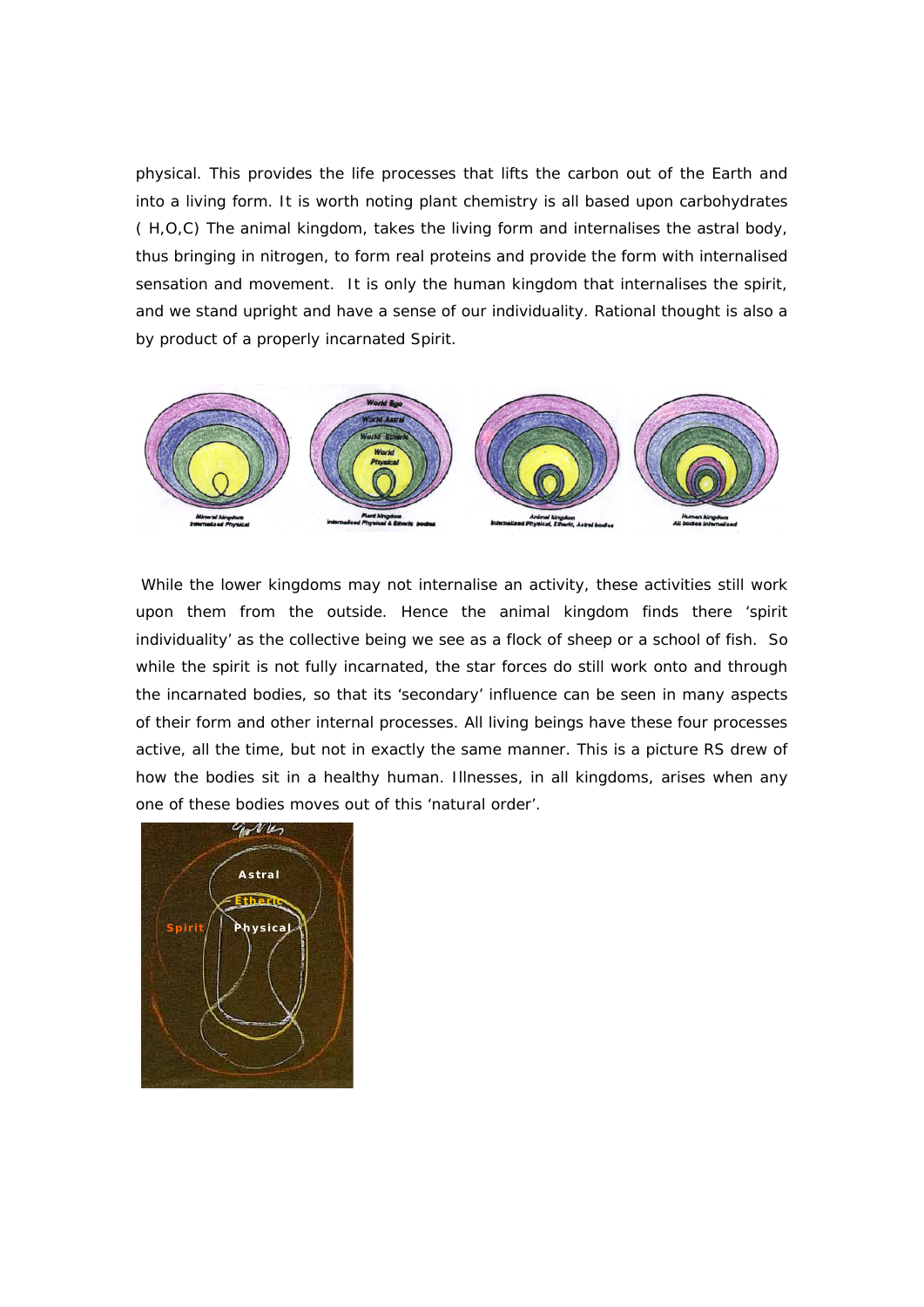physical. This provides the life processes that lifts the carbon out of the Earth and into a living form. It is worth noting plant chemistry is all based upon carbohydrates ( H,O,C) The animal kingdom, takes the living form and internalises the astral body, thus bringing in nitrogen, to form real proteins and provide the form with internalised sensation and movement. It is only the human kingdom that internalises the spirit, and we stand upright and have a sense of our individuality. Rational thought is also a by product of a properly incarnated Spirit.

While the lower kingdoms may not internalise an activity, these activities still work upon them from the outside. Hence the animal kingdom finds there 'spirit individuality' as the collective being we see as a flock of sheep or a school of fish. So while the spirit is not fully incarnated, the star forces do still work onto and through the incarnated bodies, so that its 'secondary' influence can be seen in many aspects of their form and other internal processes. All living beings have these four processes active, all the time, but not in exactly the same manner. This is a picture RS drew of how the bodies sit in a healthy human. Illnesses, in all kingdoms, arises when any one of these bodies moves out of this 'natural order'.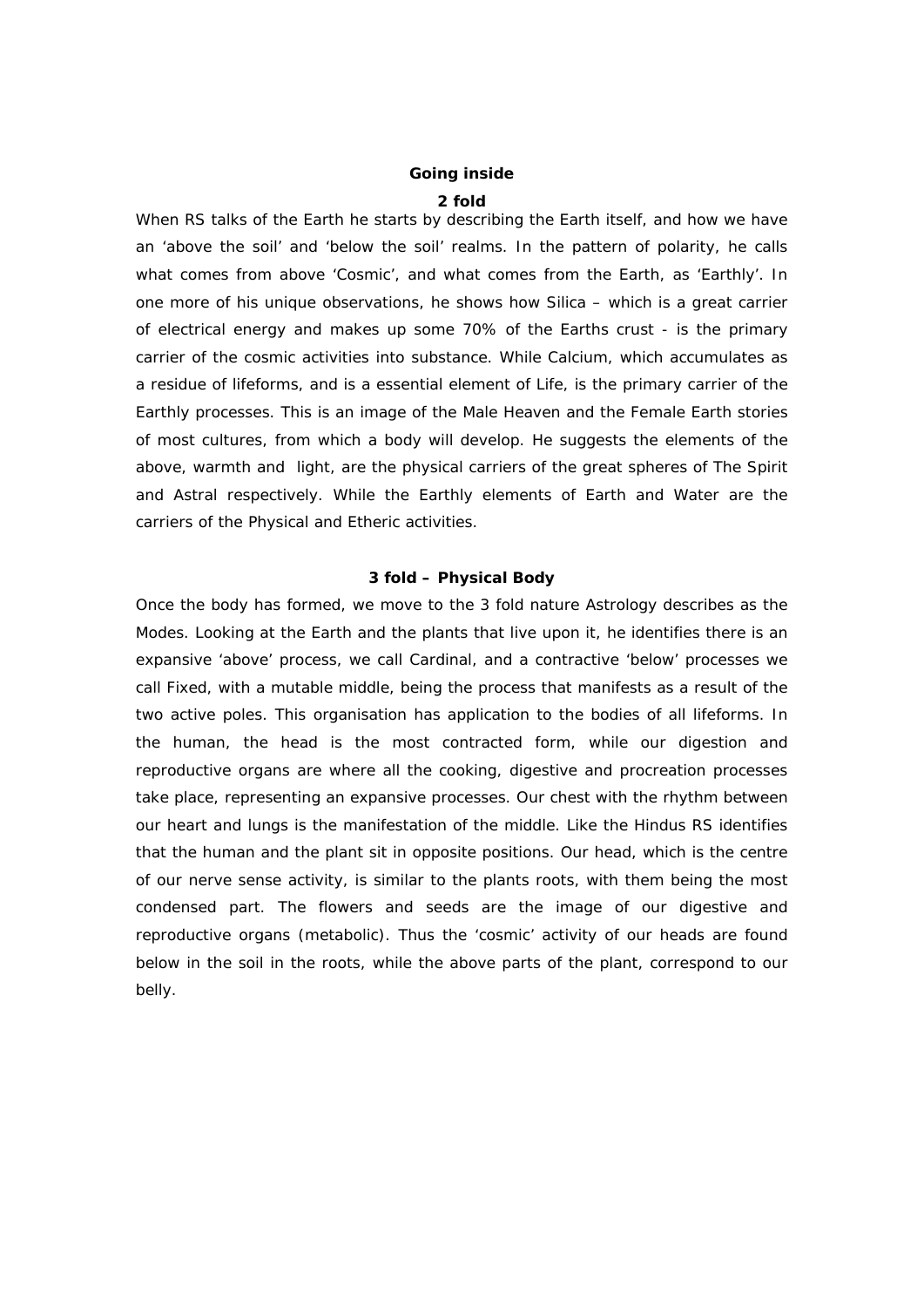## Going inside

### 2 fold

When RS talks of the Earth he starts by describing the Earth itself, and how we have an 'above the soil' and 'below the soil' realms. In the pattern of polarity, he calls what comes from above 'Cosmic', and what comes from the Earth, as 'Earthly'. In one more of his unique observations, he shows how Silica – which is a great carrier of electrical energy and makes up some 70% of the Earths crust - is the primary carrier of the cosmic activities into substance. While Calcium, which accumulates as a residue of lifeforms, and is a essential element of Life, is the primary carrier of the Earthly processes. This is an image of the Male Heaven and the Female Earth stories of most cultures, from which a body will develop. He suggests the elements of the above, warmth and light, are the physical carriers of the great spheres of The Spirit and Astral respectively. While the Earthly elements of Earth and Water are the carriers of the Physical and Etheric activities.

### 3 fold – Physical Body

Once the body has formed, we move to the 3 fold nature Astrology describes as the Modes. Looking at the Earth and the plants that live upon it, he identifies there is an expansive 'above' process, we call Cardinal, and a contractive 'below' processes we call Fixed, with a mutable middle, being the process that manifests as a result of the two active poles. This organisation has application to the bodies of all lifeforms. In the human, the head is the most contracted form, while our digestion and reproductive organs are where all the cooking, digestive and procreation processes take place, representing an expansive processes. Our chest with the rhythm between our heart and lungs is the manifestation of the middle. Like the Hindus RS identifies that the human and the plant sit in opposite positions. Our head, which is the centre of our nerve sense activity, is similar to the plants roots, with them being the most condensed part. The flowers and seeds are the image of our digestive and reproductive organs (metabolic). Thus the 'cosmic' activity of our heads are found below in the soil in the roots, while the above parts of the plant, correspond to our belly.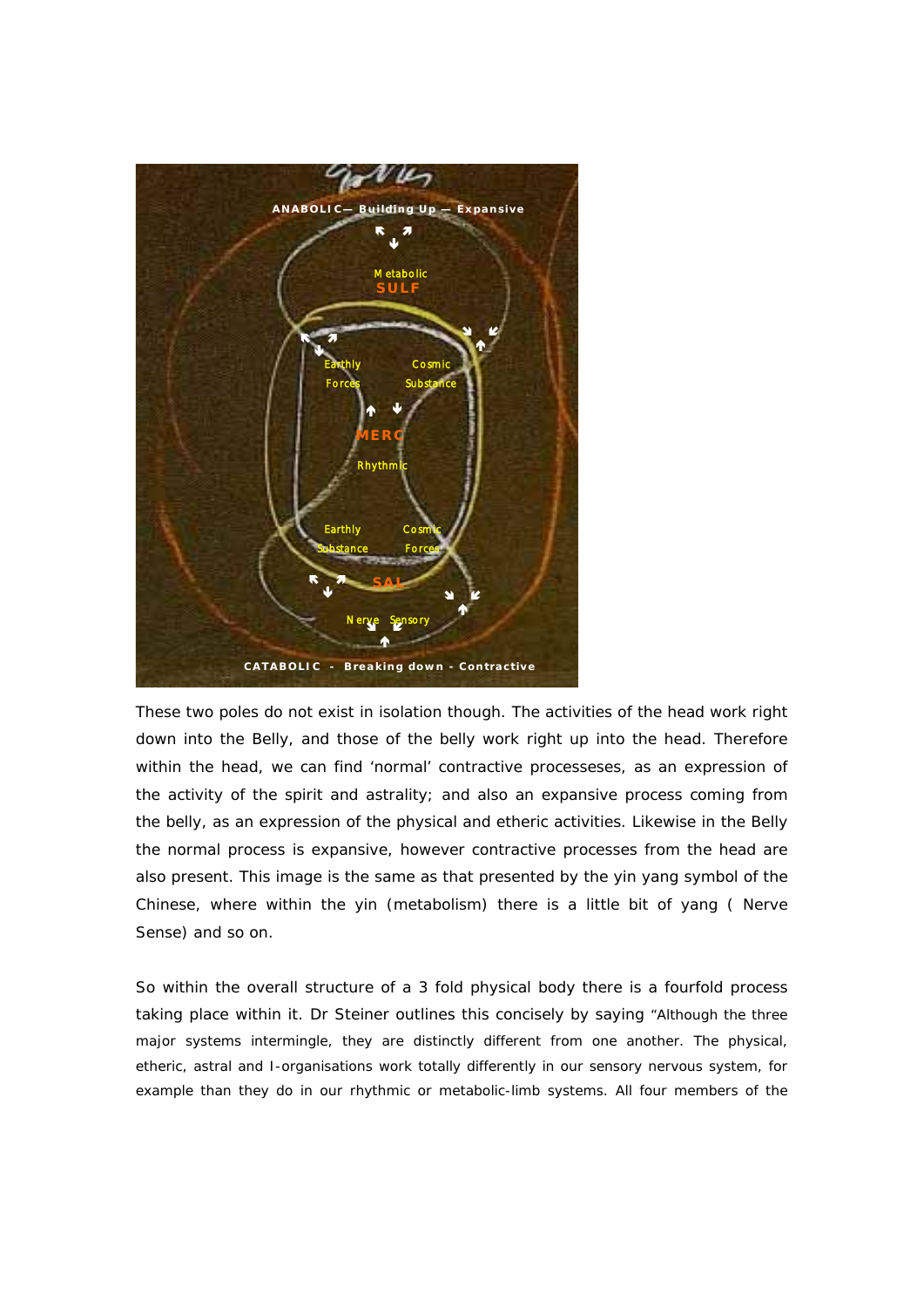These two poles do not exist in isolation though. The activities of the head work right down into the Belly, and those of the belly work right up into the head. Therefore within the head, we can find 'normal' contractive processeses, as an expression of the activity of the spirit and astrality; and also an expansive process coming from the belly, as an expression of the physical and etheric activities. Likewise in the Belly the normal process is expansive, however contractive processes from the head are also present. This image is the same as that presented by the yin yang symbol of the Chinese, where within the yin (metabolism) there is a little bit of yang ( Nerve Sense) and so on.

So within the overall structure of a 3 fold physical body there is a fourfold process taking place within it. Dr Steiner outlines this concisely by saying "Although the three major systems intermingle, they are distinctly different from one another. The physical, etheric, astral and I-organisations work totally differently in our sensory nervous system, for example than they do in our rhythmic or metabolic-limb systems. All four members of the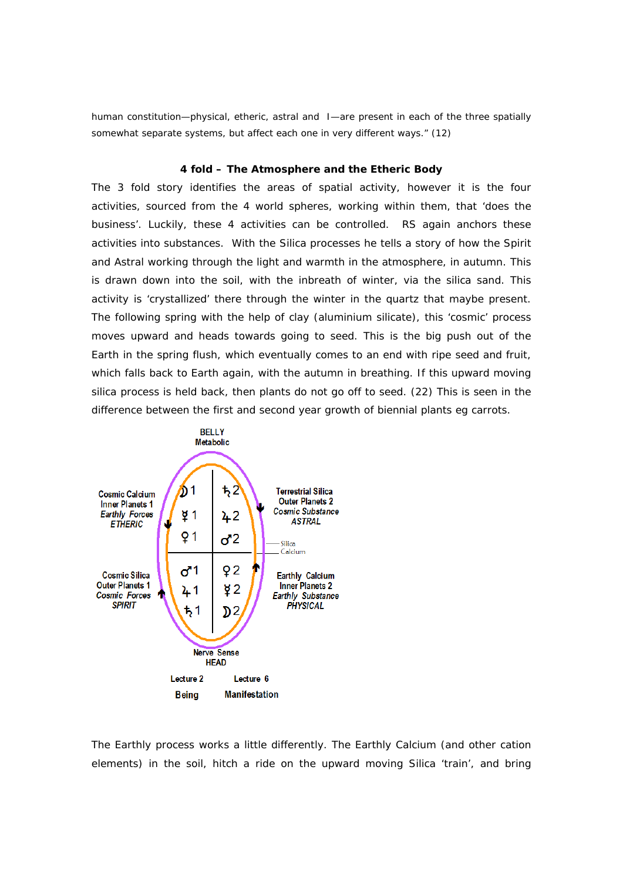human constitution—physical, etheric, astral and I—are present in each of the three spatially somewhat separate systems, but affect each one in very different ways." (12)

### 4 fold – The Atmosphere and the Etheric Body

The 3 fold story identifies the areas of spatial activity, however it is the four activities, sourced from the 4 world spheres, working within them, that 'does the business'. Luckily, these 4 activities can be controlled. RS again anchors these activities into substances. With the Silica processes he tells a story of how the Spirit and Astral working through the light and warmth in the atmosphere, in autumn. This is drawn down into the soil, with the inbreath of winter, via the silica sand. This activity is 'crystallized' there through the winter in the quartz that maybe present. The following spring with the help of clay (aluminium silicate), this 'cosmic' process moves upward and heads towards going to seed. This is the big push out of the Earth in the spring flush, which eventually comes to an end with ripe seed and fruit, which falls back to Earth again, with the autumn in breathing. If this upward moving silica process is held back, then plants do not go off to seed. (22) This is seen in the difference between the first and second year growth of biennial plants eg carrots.

BELLY
Metabolic

Cosmic Calcium
Inner Planets 1
*Earthly Forces*
*ETHERIC*

Terrestrial Silica
Outer Planets 2
*Cosmic Substance*
*ASTRAL*

☽1 ♄2
☿1 ♃2
♀1 ♂2

Silica
Calcium

♂1 ♀2
♃1 ☿2
♄1 ☽2

Cosmic Silica
Outer Planets 1
*Cosmic Forces*
*SPIRIT*

Earthly Calcium
Inner Planets 2
*Earthly Substance*
*PHYSICAL*

Nerve Sense
HEAD

Lecture 2 Lecture 6
Being Manifestation

The Earthly process works a little differently. The Earthly Calcium (and other cation elements) in the soil, hitch a ride on the upward moving Silica 'train', and bring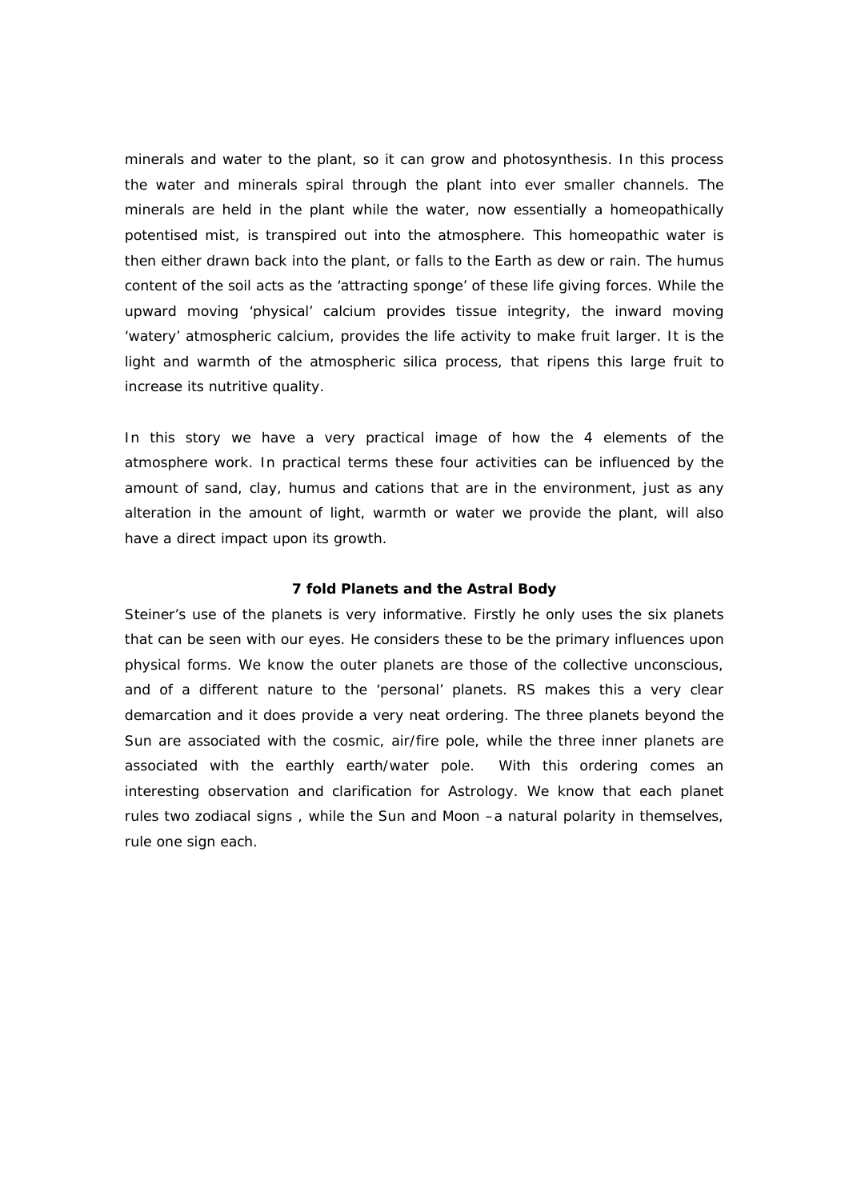minerals and water to the plant, so it can grow and photosynthesis. In this process the water and minerals spiral through the plant into ever smaller channels. The minerals are held in the plant while the water, now essentially a homeopathically potentised mist, is transpired out into the atmosphere. This homeopathic water is then either drawn back into the plant, or falls to the Earth as dew or rain. The humus content of the soil acts as the 'attracting sponge' of these life giving forces. While the upward moving 'physical' calcium provides tissue integrity, the inward moving 'watery' atmospheric calcium, provides the life activity to make fruit larger. It is the light and warmth of the atmospheric silica process, that ripens this large fruit to increase its nutritive quality.

In this story we have a very practical image of how the 4 elements of the atmosphere work. In practical terms these four activities can be influenced by the amount of sand, clay, humus and cations that are in the environment, just as any alteration in the amount of light, warmth or water we provide the plant, will also have a direct impact upon its growth.

### 7 fold Planets and the Astral Body

Steiner's use of the planets is very informative. Firstly he only uses the six planets that can be seen with our eyes. He considers these to be the primary influences upon physical forms. We know the outer planets are those of the collective unconscious, and of a different nature to the 'personal' planets. RS makes this a very clear demarcation and it does provide a very neat ordering. The three planets beyond the Sun are associated with the cosmic, air/fire pole, while the three inner planets are associated with the earthly earth/water pole. With this ordering comes an interesting observation and clarification for Astrology. We know that each planet rules two zodiacal signs , while the Sun and Moon –a natural polarity in themselves, rule one sign each.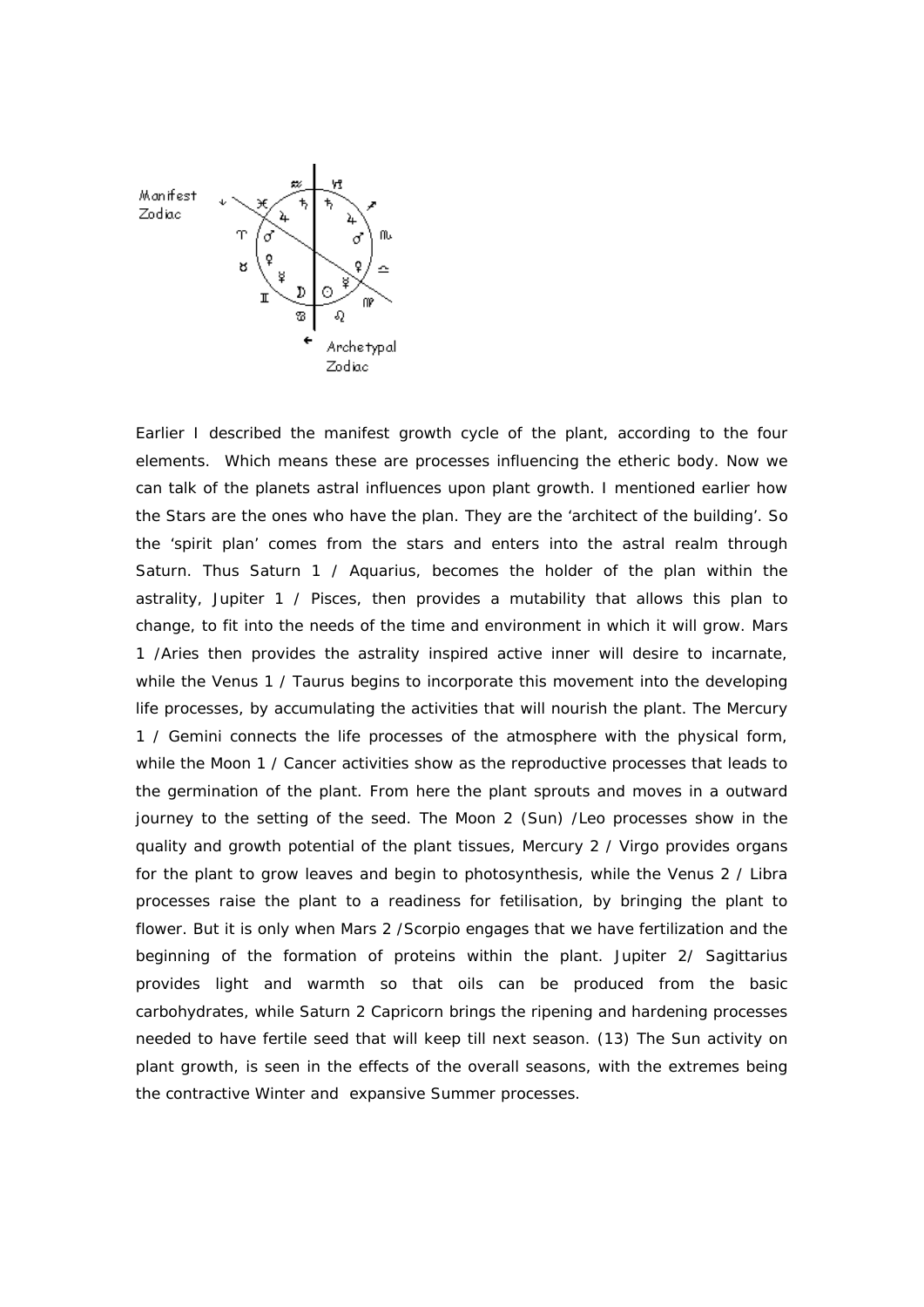Earlier I described the manifest growth cycle of the plant, according to the four elements. Which means these are processes influencing the etheric body. Now we can talk of the planets astral influences upon plant growth. I mentioned earlier how the Stars are the ones who have the plan. They are the 'architect of the building'. So the 'spirit plan' comes from the stars and enters into the astral realm through Saturn. Thus Saturn 1 / Aquarius, becomes the holder of the plan within the astrality, Jupiter 1 / Pisces, then provides a mutability that allows this plan to change, to fit into the needs of the time and environment in which it will grow. Mars 1 /Aries then provides the astrality inspired active inner will desire to incarnate, while the Venus 1 / Taurus begins to incorporate this movement into the developing life processes, by accumulating the activities that will nourish the plant. The Mercury 1 / Gemini connects the life processes of the atmosphere with the physical form, while the Moon 1 / Cancer activities show as the reproductive processes that leads to the germination of the plant. From here the plant sprouts and moves in a outward journey to the setting of the seed. The Moon 2 (Sun) /Leo processes show in the quality and growth potential of the plant tissues, Mercury 2 / Virgo provides organs for the plant to grow leaves and begin to photosynthesis, while the Venus 2 / Libra processes raise the plant to a readiness for fetilisation, by bringing the plant to flower. But it is only when Mars 2 /Scorpio engages that we have fertilization and the beginning of the formation of proteins within the plant. Jupiter 2/ Sagittarius provides light and warmth so that oils can be produced from the basic carbohydrates, while Saturn 2 Capricorn brings the ripening and hardening processes needed to have fertile seed that will keep till next season. (13) The Sun activity on plant growth, is seen in the effects of the overall seasons, with the extremes being the contractive Winter and expansive Summer processes.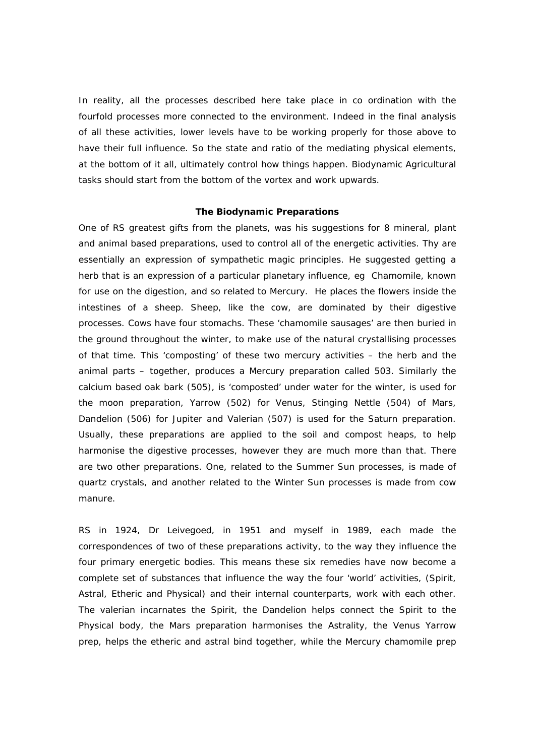In reality, all the processes described here take place in co ordination with the fourfold processes more connected to the environment. Indeed in the final analysis of all these activities, lower levels have to be working properly for those above to have their full influence. So the state and ratio of the mediating physical elements, at the bottom of it all, ultimately control how things happen. Biodynamic Agricultural tasks should start from the bottom of the vortex and work upwards.

**The Biodynamic Preparations**

One of RS greatest gifts from the planets, was his suggestions for 8 mineral, plant and animal based preparations, used to control all of the energetic activities. Thy are essentially an expression of sympathetic magic principles. He suggested getting a herb that is an expression of a particular planetary influence, eg Chamomile, known for use on the digestion, and so related to Mercury. He places the flowers inside the intestines of a sheep. Sheep, like the cow, are dominated by their digestive processes. Cows have four stomachs. These 'chamomile sausages' are then buried in the ground throughout the winter, to make use of the natural crystallising processes of that time. This 'composting' of these two mercury activities – the herb and the animal parts – together, produces a Mercury preparation called 503. Similarly the calcium based oak bark (505), is 'composted' under water for the winter, is used for the moon preparation, Yarrow (502) for Venus, Stinging Nettle (504) of Mars, Dandelion (506) for Jupiter and Valerian (507) is used for the Saturn preparation. Usually, these preparations are applied to the soil and compost heaps, to help harmonise the digestive processes, however they are much more than that. There are two other preparations. One, related to the Summer Sun processes, is made of quartz crystals, and another related to the Winter Sun processes is made from cow manure.

RS in 1924, Dr Leivegoed, in 1951 and myself in 1989, each made the correspondences of two of these preparations activity, to the way they influence the four primary energetic bodies. This means these six remedies have now become a complete set of substances that influence the way the four 'world' activities, (Spirit, Astral, Etheric and Physical) and their internal counterparts, work with each other. The valerian incarnates the Spirit, the Dandelion helps connect the Spirit to the Physical body, the Mars preparation harmonises the Astrality, the Venus Yarrow prep, helps the etheric and astral bind together, while the Mercury chamomile prep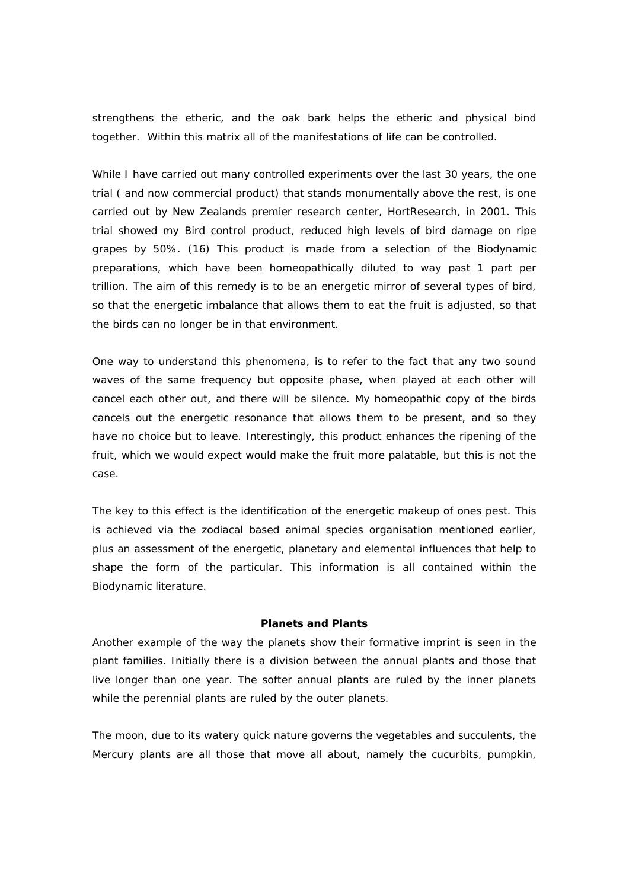strengthens the etheric, and the oak bark helps the etheric and physical bind together. Within this matrix all of the manifestations of life can be controlled.

While I have carried out many controlled experiments over the last 30 years, the one trial ( and now commercial product) that stands monumentally above the rest, is one carried out by New Zealands premier research center, HortResearch, in 2001. This trial showed my Bird control product, reduced high levels of bird damage on ripe grapes by 50%. (16) This product is made from a selection of the Biodynamic preparations, which have been homeopathically diluted to way past 1 part per trillion. The aim of this remedy is to be an energetic mirror of several types of bird, so that the energetic imbalance that allows them to eat the fruit is adjusted, so that the birds can no longer be in that environment.

One way to understand this phenomena, is to refer to the fact that any two sound waves of the same frequency but opposite phase, when played at each other will cancel each other out, and there will be silence. My homeopathic copy of the birds cancels out the energetic resonance that allows them to be present, and so they have no choice but to leave. Interestingly, this product enhances the ripening of the fruit, which we would expect would make the fruit more palatable, but this is not the case.

The key to this effect is the identification of the energetic makeup of ones pest. This is achieved via the zodiacal based animal species organisation mentioned earlier, plus an assessment of the energetic, planetary and elemental influences that help to shape the form of the particular. This information is all contained within the Biodynamic literature.

## Planets and Plants

Another example of the way the planets show their formative imprint is seen in the plant families. Initially there is a division between the annual plants and those that live longer than one year. The softer annual plants are ruled by the inner planets while the perennial plants are ruled by the outer planets.

The moon, due to its watery quick nature governs the vegetables and succulents, the Mercury plants are all those that move all about, namely the cucurbits, pumpkin,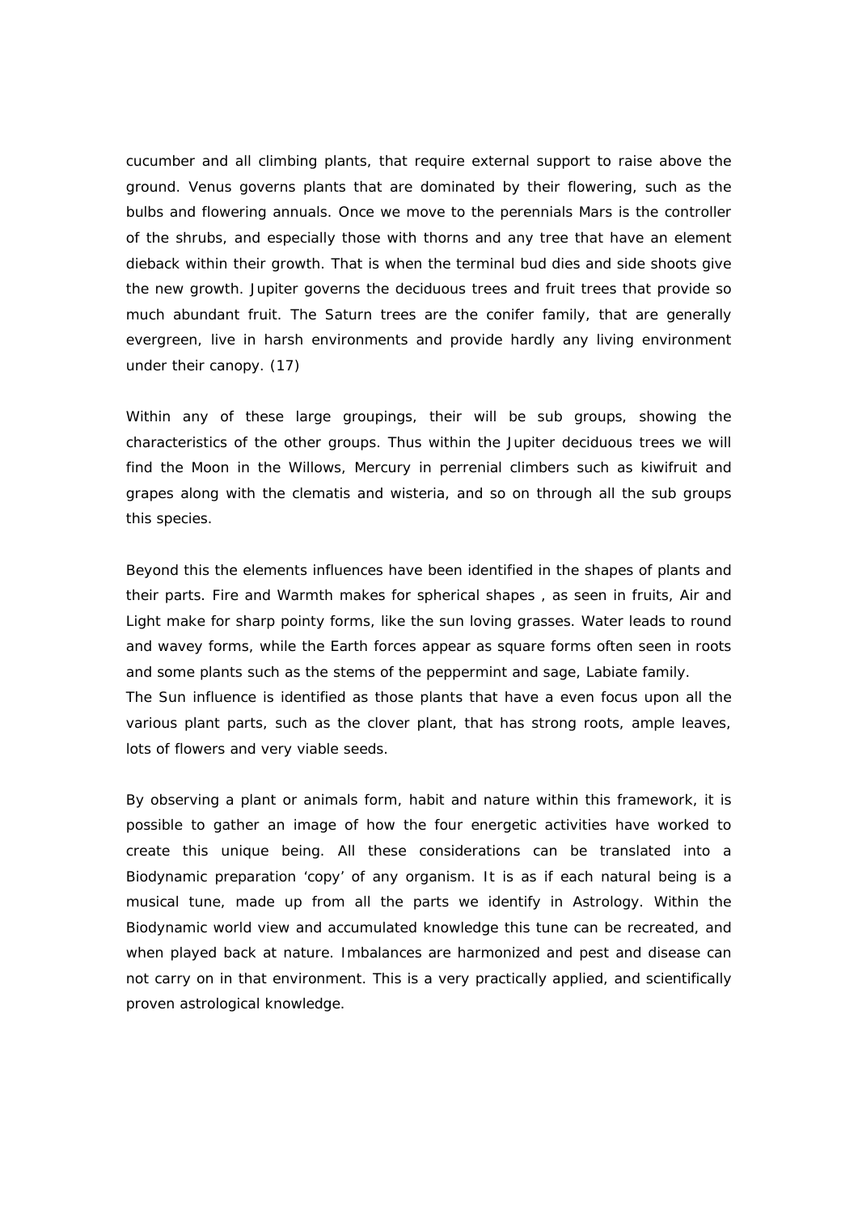cucumber and all climbing plants, that require external support to raise above the ground. Venus governs plants that are dominated by their flowering, such as the bulbs and flowering annuals. Once we move to the perennials Mars is the controller of the shrubs, and especially those with thorns and any tree that have an element dieback within their growth. That is when the terminal bud dies and side shoots give the new growth. Jupiter governs the deciduous trees and fruit trees that provide so much abundant fruit. The Saturn trees are the conifer family, that are generally evergreen, live in harsh environments and provide hardly any living environment under their canopy. (17)

Within any of these large groupings, their will be sub groups, showing the characteristics of the other groups. Thus within the Jupiter deciduous trees we will find the Moon in the Willows, Mercury in perrenial climbers such as kiwifruit and grapes along with the clematis and wisteria, and so on through all the sub groups this species.

Beyond this the elements influences have been identified in the shapes of plants and their parts. Fire and Warmth makes for spherical shapes , as seen in fruits, Air and Light make for sharp pointy forms, like the sun loving grasses. Water leads to round and wavey forms, while the Earth forces appear as square forms often seen in roots and some plants such as the stems of the peppermint and sage, Labiate family.
The Sun influence is identified as those plants that have a even focus upon all the various plant parts, such as the clover plant, that has strong roots, ample leaves, lots of flowers and very viable seeds.

By observing a plant or animals form, habit and nature within this framework, it is possible to gather an image of how the four energetic activities have worked to create this unique being. All these considerations can be translated into a Biodynamic preparation 'copy' of any organism. It is as if each natural being is a musical tune, made up from all the parts we identify in Astrology. Within the Biodynamic world view and accumulated knowledge this tune can be recreated, and when played back at nature. Imbalances are harmonized and pest and disease can not carry on in that environment. This is a very practically applied, and scientifically proven astrological knowledge.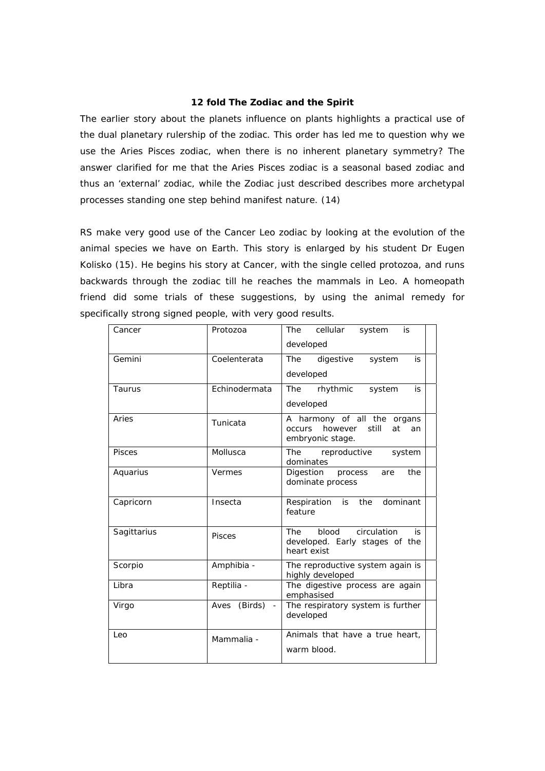**12 fold The Zodiac and the Spirit**

The earlier story about the planets influence on plants highlights a practical use of the dual planetary rulership of the zodiac. This order has led me to question why we use the Aries Pisces zodiac, when there is no inherent planetary symmetry? The answer clarified for me that the Aries Pisces zodiac is a seasonal based zodiac and thus an 'external' zodiac, while the Zodiac just described describes more archetypal processes standing one step behind manifest nature. (14)

RS make very good use of the Cancer Leo zodiac by looking at the evolution of the animal species we have on Earth. This story is enlarged by his student Dr Eugen Kolisko (15). He begins his story at Cancer, with the single celled protozoa, and runs backwards through the zodiac till he reaches the mammals in Leo. A homeopath friend did some trials of these suggestions, by using the animal remedy for specifically strong signed people, with very good results.

| Cancer | Protozoa | The cellular system is developed | |
|---|---|---|---|
| Gemini | Coelenterata | The digestive system is developed | |
| Taurus | Echinodermata | The rhythmic system is developed | |
| Aries | Tunicata | A harmony of all the organs occurs however still at an embryonic stage. | |
| Pisces | Mollusca | The reproductive system dominates | |
| Aquarius | Vermes | Digestion process are the dominate process | |
| Capricorn | Insecta | Respiration is the dominant feature | |
| Sagittarius | Pisces | The blood circulation is developed. Early stages of the heart exist | |
| Scorpio | Amphibia - | The reproductive system again is highly developed | |
| Libra | Reptilia - | The digestive process are again emphasised | |
| Virgo | Aves (Birds) - | The respiratory system is further developed | |
| Leo | Mammalia - | Animals that have a true heart, warm blood. | |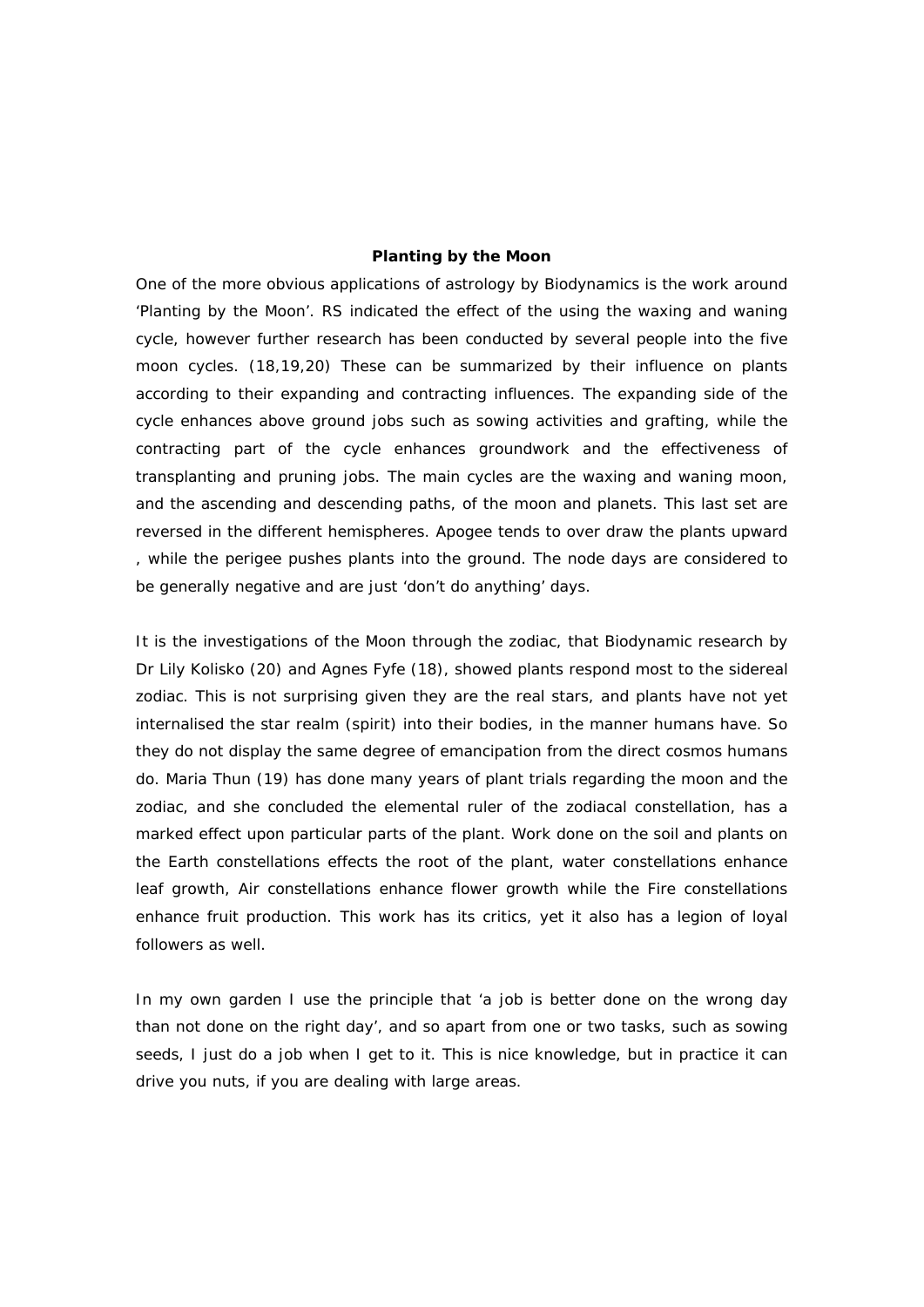## Planting by the Moon

One of the more obvious applications of astrology by Biodynamics is the work around 'Planting by the Moon'. RS indicated the effect of the using the waxing and waning cycle, however further research has been conducted by several people into the five moon cycles. (18,19,20) These can be summarized by their influence on plants according to their expanding and contracting influences. The expanding side of the cycle enhances above ground jobs such as sowing activities and grafting, while the contracting part of the cycle enhances groundwork and the effectiveness of transplanting and pruning jobs. The main cycles are the waxing and waning moon, and the ascending and descending paths, of the moon and planets. This last set are reversed in the different hemispheres. Apogee tends to over draw the plants upward , while the perigee pushes plants into the ground. The node days are considered to be generally negative and are just 'don't do anything' days.

It is the investigations of the Moon through the zodiac, that Biodynamic research by Dr Lily Kolisko (20) and Agnes Fyfe (18), showed plants respond most to the sidereal zodiac. This is not surprising given they are the real stars, and plants have not yet internalised the star realm (spirit) into their bodies, in the manner humans have. So they do not display the same degree of emancipation from the direct cosmos humans do. Maria Thun (19) has done many years of plant trials regarding the moon and the zodiac, and she concluded the elemental ruler of the zodiacal constellation, has a marked effect upon particular parts of the plant. Work done on the soil and plants on the Earth constellations effects the root of the plant, water constellations enhance leaf growth, Air constellations enhance flower growth while the Fire constellations enhance fruit production. This work has its critics, yet it also has a legion of loyal followers as well.

In my own garden I use the principle that 'a job is better done on the wrong day than not done on the right day', and so apart from one or two tasks, such as sowing seeds, I just do a job when I get to it. This is nice knowledge, but in practice it can drive you nuts, if you are dealing with large areas.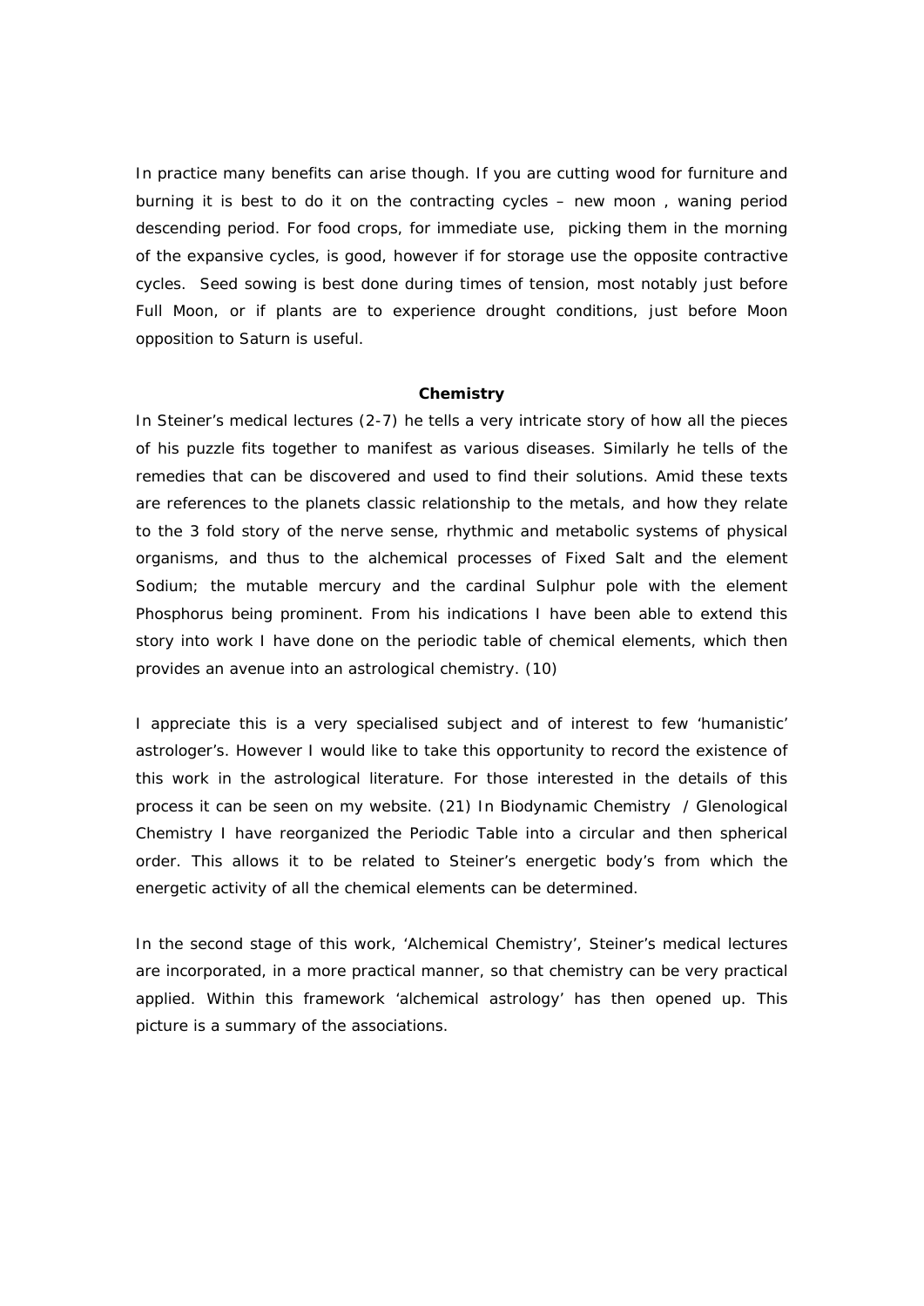In practice many benefits can arise though. If you are cutting wood for furniture and burning it is best to do it on the contracting cycles – new moon , waning period descending period. For food crops, for immediate use, picking them in the morning of the expansive cycles, is good, however if for storage use the opposite contractive cycles. Seed sowing is best done during times of tension, most notably just before Full Moon, or if plants are to experience drought conditions, just before Moon opposition to Saturn is useful.

**Chemistry**

In Steiner's medical lectures (2-7) he tells a very intricate story of how all the pieces of his puzzle fits together to manifest as various diseases. Similarly he tells of the remedies that can be discovered and used to find their solutions. Amid these texts are references to the planets classic relationship to the metals, and how they relate to the 3 fold story of the nerve sense, rhythmic and metabolic systems of physical organisms, and thus to the alchemical processes of Fixed Salt and the element Sodium; the mutable mercury and the cardinal Sulphur pole with the element Phosphorus being prominent. From his indications I have been able to extend this story into work I have done on the periodic table of chemical elements, which then provides an avenue into an astrological chemistry. (10)

I appreciate this is a very specialised subject and of interest to few 'humanistic' astrologer's. However I would like to take this opportunity to record the existence of this work in the astrological literature. For those interested in the details of this process it can be seen on my website. (21) In Biodynamic Chemistry / Glenological Chemistry I have reorganized the Periodic Table into a circular and then spherical order. This allows it to be related to Steiner's energetic body's from which the energetic activity of all the chemical elements can be determined.

In the second stage of this work, 'Alchemical Chemistry', Steiner's medical lectures are incorporated, in a more practical manner, so that chemistry can be very practical applied. Within this framework 'alchemical astrology' has then opened up. This picture is a summary of the associations.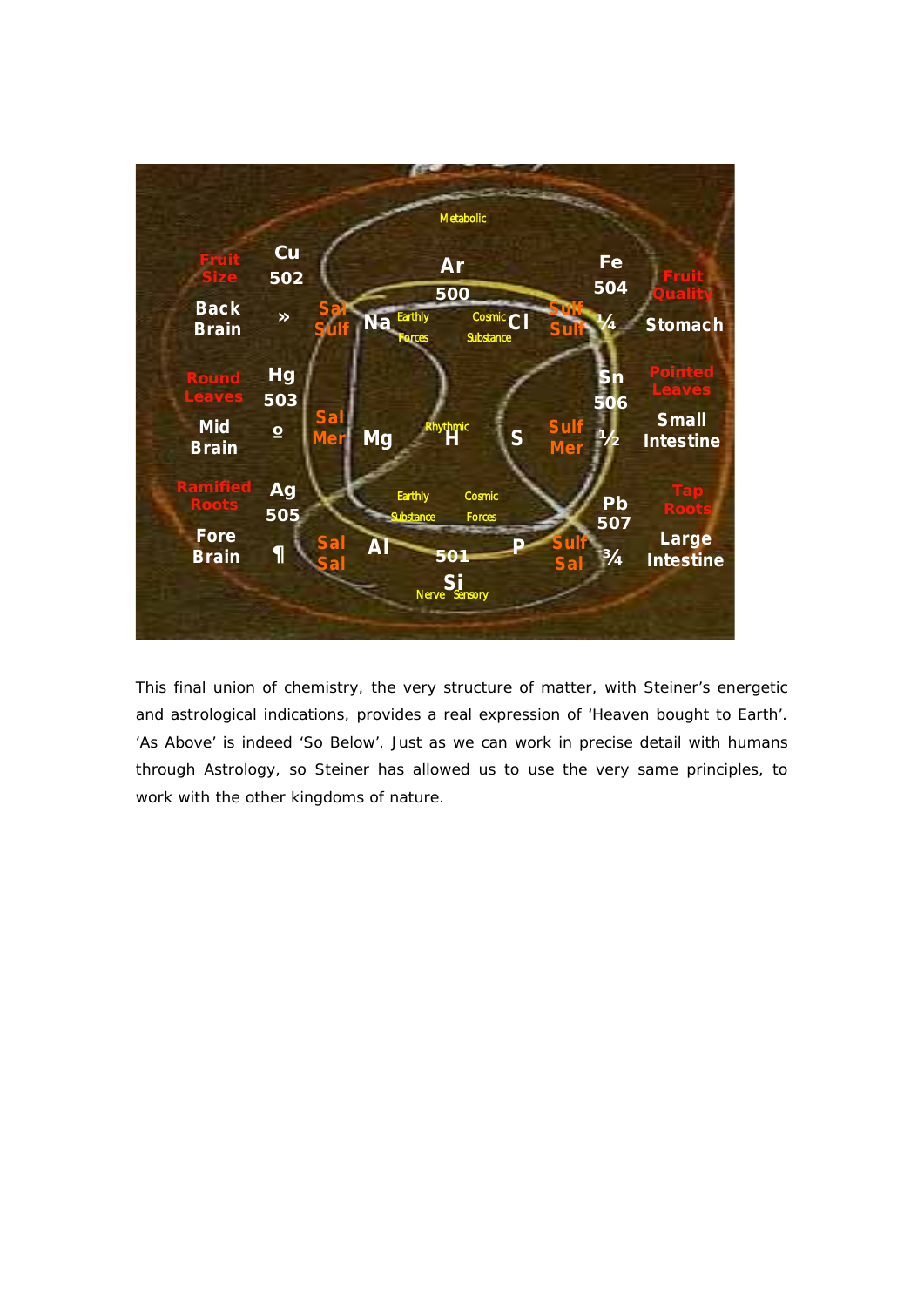This final union of chemistry, the very structure of matter, with Steiner's energetic and astrological indications, provides a real expression of 'Heaven bought to Earth'. 'As Above' is indeed 'So Below'. Just as we can work in precise detail with humans through Astrology, so Steiner has allowed us to use the very same principles, to work with the other kingdoms of nature.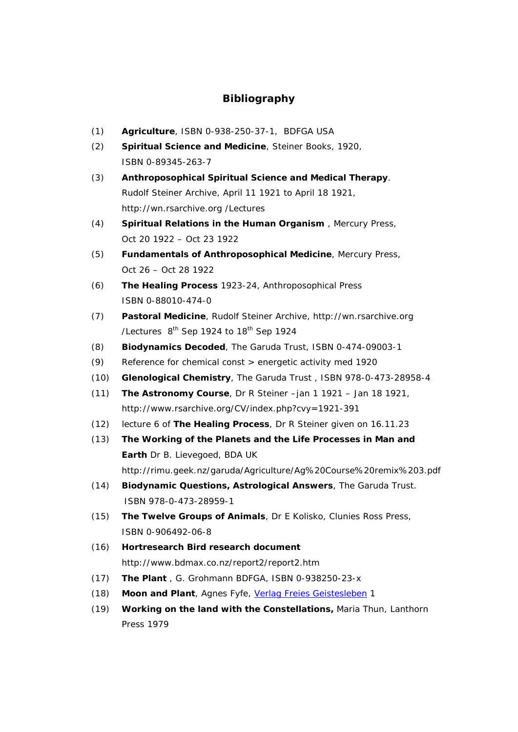## Bibliography

(1) **Agriculture**, ISBN 0-938-250-37-1, BDFGA USA

(2) **Spiritual Science and Medicine**, Steiner Books, 1920, ISBN 0-89345-263-7

(3) **Anthroposophical Spiritual Science and Medical Therapy**. Rudolf Steiner Archive, April 11 1921 to April 18 1921, http://wn.rsarchive.org /Lectures

(4) **Spiritual Relations in the Human Organism** , Mercury Press, Oct 20 1922 – Oct 23 1922

(5) **Fundamentals of Anthroposophical Medicine**, Mercury Press, Oct 26 – Oct 28 1922

(6) **The Healing Process** 1923-24, Anthroposophical Press ISBN 0-88010-474-0

(7) **Pastoral Medicine**, Rudolf Steiner Archive, http://wn.rsarchive.org /Lectures 8th Sep 1924 to 18th Sep 1924

(8) **Biodynamics Decoded**, The Garuda Trust, ISBN 0-474-09003-1

(9) Reference for chemical const > energetic activity med 1920

(10) **Glenological Chemistry**, The Garuda Trust , ISBN 978-0-473-28958-4

(11) **The Astronomy Course**, Dr R Steiner –jan 1 1921 – Jan 18 1921, http://www.rsarchive.org/CV/index.php?cvy=1921-391

(12) lecture 6 of **The Healing Process**, Dr R Steiner given on 16.11.23

(13) **The Working of the Planets and the Life Processes in Man and Earth** Dr B. Lievegoed, BDA UK http://rimu.geek.nz/garuda/Agriculture/Ag%20Course%20remix%203.pdf

(14) **Biodynamic Questions, Astrological Answers**, The Garuda Trust. ISBN 978-0-473-28959-1

(15) **The Twelve Groups of Animals**, Dr E Kolisko, Clunies Ross Press, ISBN 0-906492-06-8

(16) **Hortresearch Bird research document** http://www.bdmax.co.nz/report2/report2.htm

(17) **The Plant** , G. Grohmann BDFGA, ISBN 0-938250-23-x

(18) **Moon and Plant**, Agnes Fyfe, Verlag Freies Geistesleben 1

(19) **Working on the land with the Constellations,** Maria Thun, Lanthorn Press 1979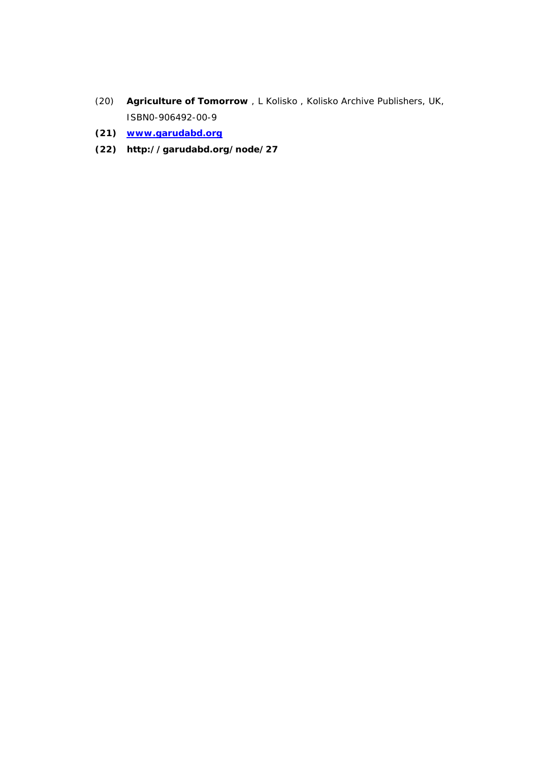(20) **Agriculture of Tomorrow** , L Kolisko , Kolisko Archive Publishers, UK, ISBN0-906492-00-9

**(21)** **[www.garudabd.org](http://www.garudabd.org)**

**(22)** **http://garudabd.org/node/27**